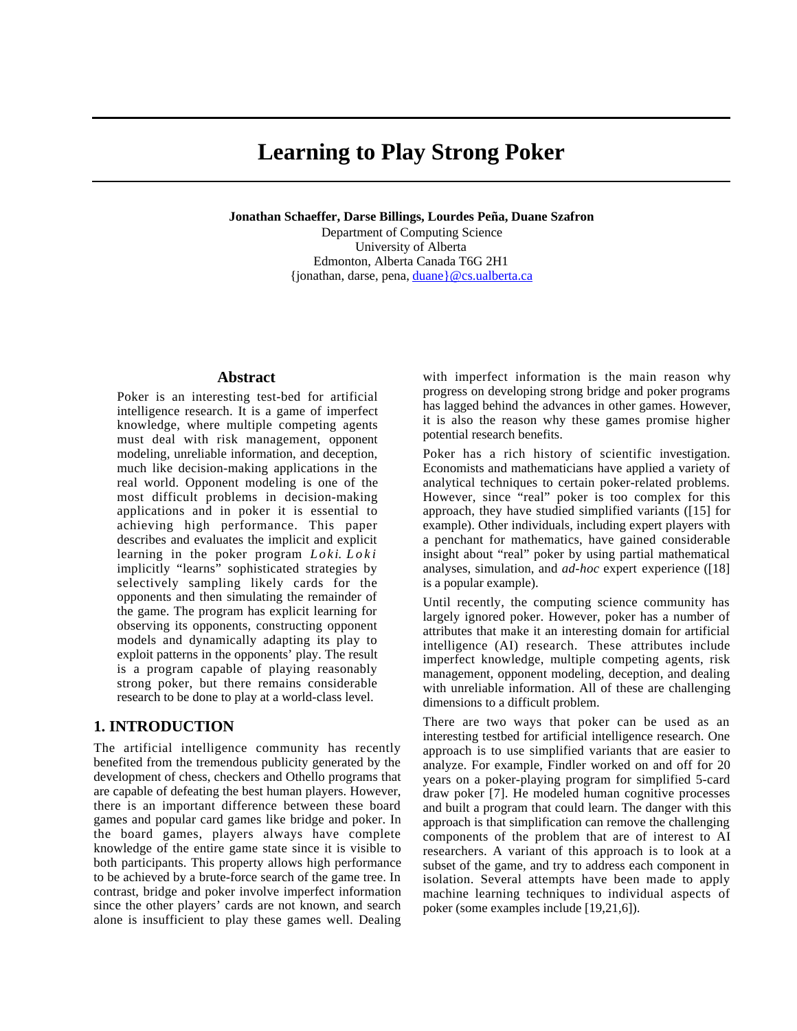# Learning to Play Strong Poker

**Jonathan Schaeffer, Darse Billings, Lourdes Peña, Duane Szafron**

Department of Computing Science
University of Alberta
Edmonton, Alberta Canada T6G 2H1
{jonathan, darse, pena, duane}@cs.ualberta.ca

## Abstract

Poker is an interesting test-bed for artificial intelligence research. It is a game of imperfect knowledge, where multiple competing agents must deal with risk management, opponent modeling, unreliable information, and deception, much like decision-making applications in the real world. Opponent modeling is one of the most difficult problems in decision-making applications and in poker it is essential to achieving high performance. This paper describes and evaluates the implicit and explicit learning in the poker program *Loki*. *Loki* implicitly "learns" sophisticated strategies by selectively sampling likely cards for the opponents and then simulating the remainder of the game. The program has explicit learning for observing its opponents, constructing opponent models and dynamically adapting its play to exploit patterns in the opponents' play. The result is a program capable of playing reasonably strong poker, but there remains considerable research to be done to play at a world-class level.

## 1. INTRODUCTION

The artificial intelligence community has recently benefited from the tremendous publicity generated by the development of chess, checkers and Othello programs that are capable of defeating the best human players. However, there is an important difference between these board games and popular card games like bridge and poker. In the board games, players always have complete knowledge of the entire game state since it is visible to both participants. This property allows high performance to be achieved by a brute-force search of the game tree. In contrast, bridge and poker involve imperfect information since the other players' cards are not known, and search alone is insufficient to play these games well. Dealing with imperfect information is the main reason why progress on developing strong bridge and poker programs has lagged behind the advances in other games. However, it is also the reason why these games promise higher potential research benefits.

Poker has a rich history of scientific investigation. Economists and mathematicians have applied a variety of analytical techniques to certain poker-related problems. However, since "real" poker is too complex for this approach, they have studied simplified variants ([15] for example). Other individuals, including expert players with a penchant for mathematics, have gained considerable insight about "real" poker by using partial mathematical analyses, simulation, and *ad-hoc* expert experience ([18] is a popular example).

Until recently, the computing science community has largely ignored poker. However, poker has a number of attributes that make it an interesting domain for artificial intelligence (AI) research. These attributes include imperfect knowledge, multiple competing agents, risk management, opponent modeling, deception, and dealing with unreliable information. All of these are challenging dimensions to a difficult problem.

There are two ways that poker can be used as an interesting testbed for artificial intelligence research. One approach is to use simplified variants that are easier to analyze. For example, Findler worked on and off for 20 years on a poker-playing program for simplified 5-card draw poker [7]. He modeled human cognitive processes and built a program that could learn. The danger with this approach is that simplification can remove the challenging components of the problem that are of interest to AI researchers. A variant of this approach is to look at a subset of the game, and try to address each component in isolation. Several attempts have been made to apply machine learning techniques to individual aspects of poker (some examples include [19,21,6]).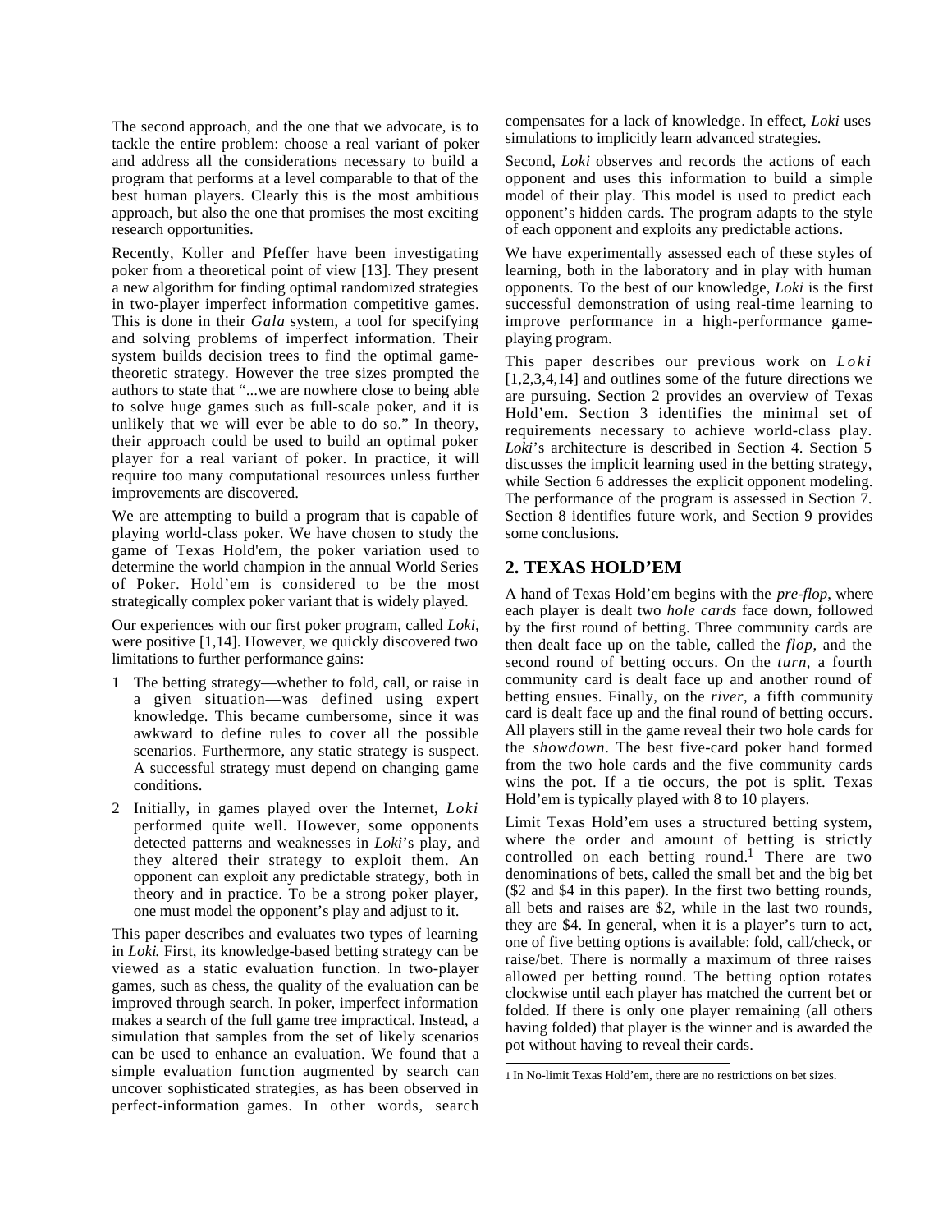The second approach, and the one that we advocate, is to tackle the entire problem: choose a real variant of poker and address all the considerations necessary to build a program that performs at a level comparable to that of the best human players. Clearly this is the most ambitious approach, but also the one that promises the most exciting research opportunities.

Recently, Koller and Pfeffer have been investigating poker from a theoretical point of view [13]. They present a new algorithm for finding optimal randomized strategies in two-player imperfect information competitive games. This is done in their *Gala* system, a tool for specifying and solving problems of imperfect information. Their system builds decision trees to find the optimal game-theoretic strategy. However the tree sizes prompted the authors to state that "...we are nowhere close to being able to solve huge games such as full-scale poker, and it is unlikely that we will ever be able to do so." In theory, their approach could be used to build an optimal poker player for a real variant of poker. In practice, it will require too many computational resources unless further improvements are discovered.

We are attempting to build a program that is capable of playing world-class poker. We have chosen to study the game of Texas Hold'em, the poker variation used to determine the world champion in the annual World Series of Poker. Hold'em is considered to be the most strategically complex poker variant that is widely played.

Our experiences with our first poker program, called *Loki*, were positive [1,14]. However, we quickly discovered two limitations to further performance gains:

1. The betting strategy—whether to fold, call, or raise in a given situation—was defined using expert knowledge. This became cumbersome, since it was awkward to define rules to cover all the possible scenarios. Furthermore, any static strategy is suspect. A successful strategy must depend on changing game conditions.
2. Initially, in games played over the Internet, *Loki* performed quite well. However, some opponents detected patterns and weaknesses in *Loki*'s play, and they altered their strategy to exploit them. An opponent can exploit any predictable strategy, both in theory and in practice. To be a strong poker player, one must model the opponent's play and adjust to it.

This paper describes and evaluates two types of learning in *Loki*. First, its knowledge-based betting strategy can be viewed as a static evaluation function. In two-player games, such as chess, the quality of the evaluation can be improved through search. In poker, imperfect information makes a search of the full game tree impractical. Instead, a simulation that samples from the set of likely scenarios can be used to enhance an evaluation. We found that a simple evaluation function augmented by search can uncover sophisticated strategies, as has been observed in perfect-information games. In other words, search compensates for a lack of knowledge. In effect, *Loki* uses simulations to implicitly learn advanced strategies.

Second, *Loki* observes and records the actions of each opponent and uses this information to build a simple model of their play. This model is used to predict each opponent's hidden cards. The program adapts to the style of each opponent and exploits any predictable actions.

We have experimentally assessed each of these styles of learning, both in the laboratory and in play with human opponents. To the best of our knowledge, *Loki* is the first successful demonstration of using real-time learning to improve performance in a high-performance game-playing program.

This paper describes our previous work on *Loki* [1,2,3,4,14] and outlines some of the future directions we are pursuing. Section 2 provides an overview of Texas Hold'em. Section 3 identifies the minimal set of requirements necessary to achieve world-class play. *Loki*'s architecture is described in Section 4. Section 5 discusses the implicit learning used in the betting strategy, while Section 6 addresses the explicit opponent modeling. The performance of the program is assessed in Section 7. Section 8 identifies future work, and Section 9 provides some conclusions.

## 2. TEXAS HOLD'EM

A hand of Texas Hold'em begins with the *pre-flop*, where each player is dealt two *hole cards* face down, followed by the first round of betting. Three community cards are then dealt face up on the table, called the *flop*, and the second round of betting occurs. On the *turn*, a fourth community card is dealt face up and another round of betting ensues. Finally, on the *river*, a fifth community card is dealt face up and the final round of betting occurs. All players still in the game reveal their two hole cards for the *showdown*. The best five-card poker hand formed from the two hole cards and the five community cards wins the pot. If a tie occurs, the pot is split. Texas Hold'em is typically played with 8 to 10 players.

Limit Texas Hold'em uses a structured betting system, where the order and amount of betting is strictly controlled on each betting round.[1] There are two denominations of bets, called the small bet and the big bet ($2 and $4 in this paper). In the first two betting rounds, all bets and raises are $2, while in the last two rounds, they are $4. In general, when it is a player's turn to act, one of five betting options is available: fold, call/check, or raise/bet. There is normally a maximum of three raises allowed per betting round. The betting option rotates clockwise until each player has matched the current bet or folded. If there is only one player remaining (all others having folded) that player is the winner and is awarded the pot without having to reveal their cards.

1 In No-limit Texas Hold'em, there are no restrictions on bet sizes.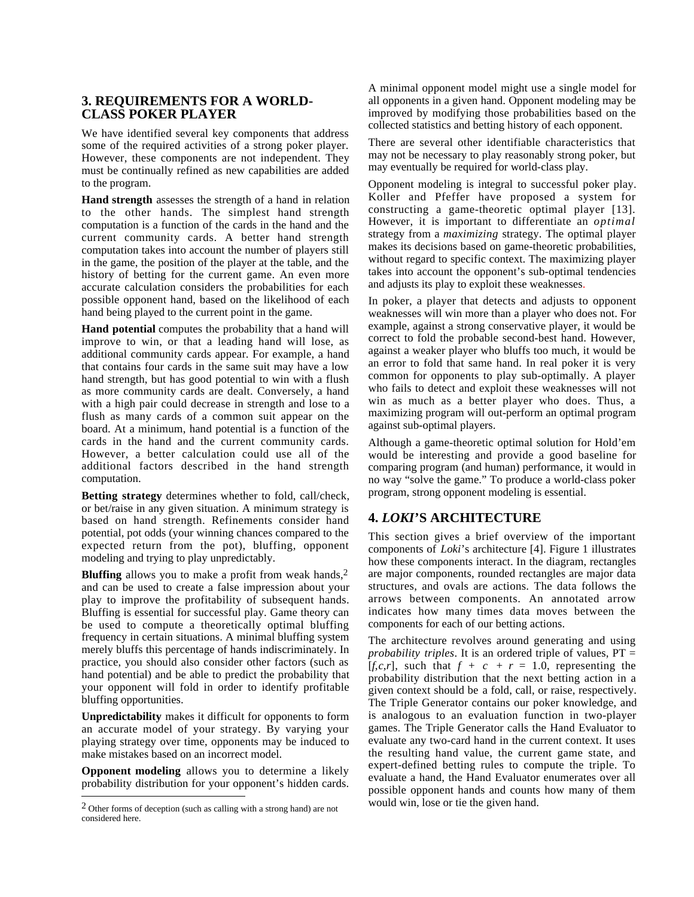## 3. REQUIREMENTS FOR A WORLD-CLASS POKER PLAYER

We have identified several key components that address some of the required activities of a strong poker player. However, these components are not independent. They must be continually refined as new capabilities are added to the program.

**Hand strength** assesses the strength of a hand in relation to the other hands. The simplest hand strength computation is a function of the cards in the hand and the current community cards. A better hand strength computation takes into account the number of players still in the game, the position of the player at the table, and the history of betting for the current game. An even more accurate calculation considers the probabilities for each possible opponent hand, based on the likelihood of each hand being played to the current point in the game.

**Hand potential** computes the probability that a hand will improve to win, or that a leading hand will lose, as additional community cards appear. For example, a hand that contains four cards in the same suit may have a low hand strength, but has good potential to win with a flush as more community cards are dealt. Conversely, a hand with a high pair could decrease in strength and lose to a flush as many cards of a common suit appear on the board. At a minimum, hand potential is a function of the cards in the hand and the current community cards. However, a better calculation could use all of the additional factors described in the hand strength computation.

**Betting strategy** determines whether to fold, call/check, or bet/raise in any given situation. A minimum strategy is based on hand strength. Refinements consider hand potential, pot odds (your winning chances compared to the expected return from the pot), bluffing, opponent modeling and trying to play unpredictably.

**Bluffing** allows you to make a profit from weak hands,[2] and can be used to create a false impression about your play to improve the profitability of subsequent hands. Bluffing is essential for successful play. Game theory can be used to compute a theoretically optimal bluffing frequency in certain situations. A minimal bluffing system merely bluffs this percentage of hands indiscriminately. In practice, you should also consider other factors (such as hand potential) and be able to predict the probability that your opponent will fold in order to identify profitable bluffing opportunities.

**Unpredictability** makes it difficult for opponents to form an accurate model of your strategy. By varying your playing strategy over time, opponents may be induced to make mistakes based on an incorrect model.

**Opponent modeling** allows you to determine a likely probability distribution for your opponent's hidden cards. A minimal opponent model might use a single model for all opponents in a given hand. Opponent modeling may be improved by modifying those probabilities based on the collected statistics and betting history of each opponent.

There are several other identifiable characteristics that may not be necessary to play reasonably strong poker, but may eventually be required for world-class play.

Opponent modeling is integral to successful poker play. Koller and Pfeffer have proposed a system for constructing a game-theoretic optimal player [13]. However, it is important to differentiate an *optimal* strategy from a *maximizing* strategy. The optimal player makes its decisions based on game-theoretic probabilities, without regard to specific context. The maximizing player takes into account the opponent's sub-optimal tendencies and adjusts its play to exploit these weaknesses.

In poker, a player that detects and adjusts to opponent weaknesses will win more than a player who does not. For example, against a strong conservative player, it would be correct to fold the probable second-best hand. However, against a weaker player who bluffs too much, it would be an error to fold that same hand. In real poker it is very common for opponents to play sub-optimally. A player who fails to detect and exploit these weaknesses will not win as much as a better player who does. Thus, a maximizing program will out-perform an optimal program against sub-optimal players.

Although a game-theoretic optimal solution for Hold'em would be interesting and provide a good baseline for comparing program (and human) performance, it would in no way "solve the game." To produce a world-class poker program, strong opponent modeling is essential.

## 4. *LOKI*'S ARCHITECTURE

This section gives a brief overview of the important components of *Loki*'s architecture [4]. Figure 1 illustrates how these components interact. In the diagram, rectangles are major components, rounded rectangles are major data structures, and ovals are actions. The data follows the arrows between components. An annotated arrow indicates how many times data moves between the components for each of our betting actions.

The architecture revolves around generating and using *probability triples*. It is an ordered triple of values, PT = $[f,c,r]$, such that $f + c + r = 1.0$, representing the probability distribution that the next betting action in a given context should be a fold, call, or raise, respectively. The Triple Generator contains our poker knowledge, and is analogous to an evaluation function in two-player games. The Triple Generator calls the Hand Evaluator to evaluate any two-card hand in the current context. It uses the resulting hand value, the current game state, and expert-defined betting rules to compute the triple. To evaluate a hand, the Hand Evaluator enumerates over all possible opponent hands and counts how many of them would win, lose or tie the given hand.

[2] Other forms of deception (such as calling with a strong hand) are not considered here.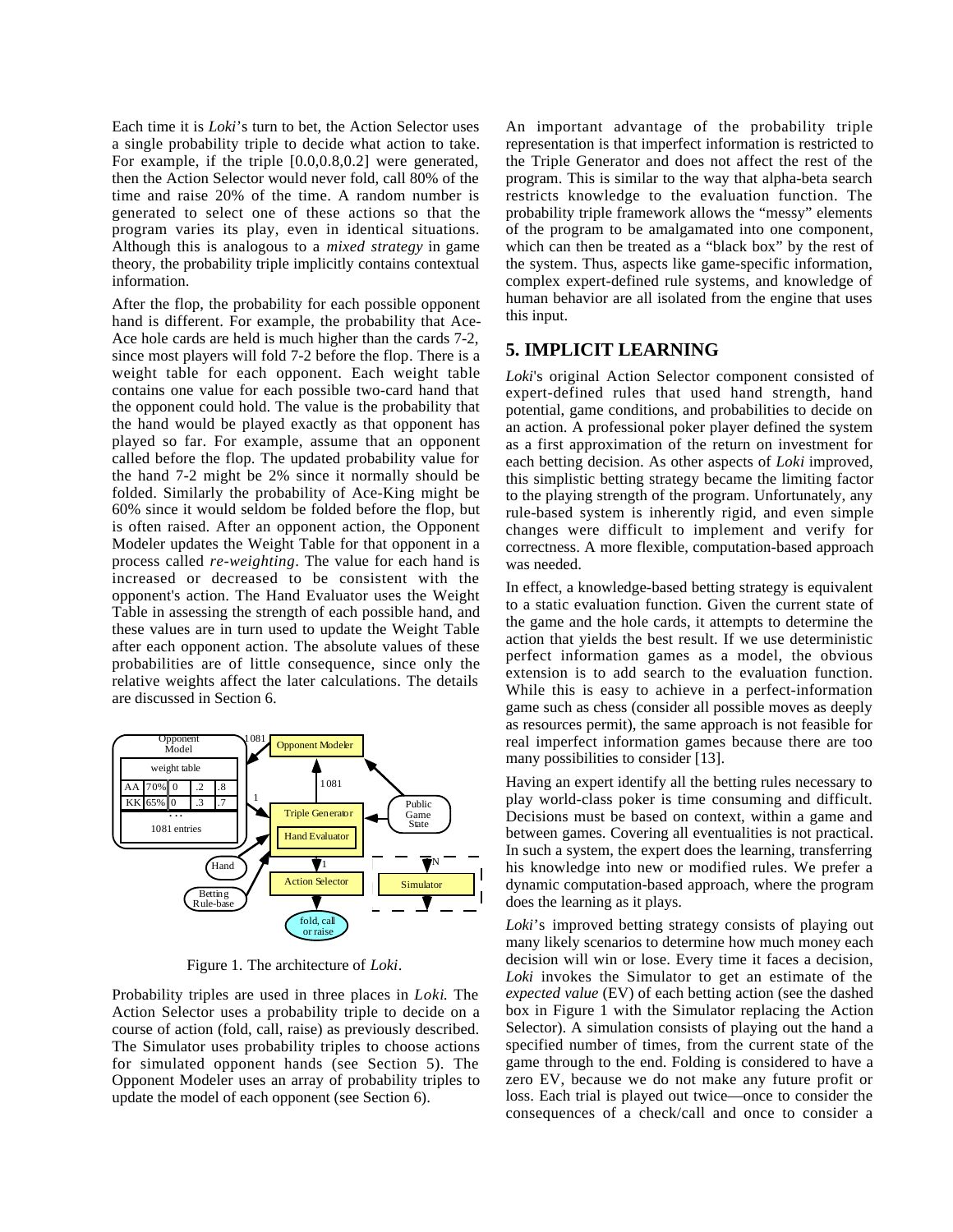Each time it is *Loki*'s turn to bet, the Action Selector uses a single probability triple to decide what action to take. For example, if the triple [0.0,0.8,0.2] were generated, then the Action Selector would never fold, call 80% of the time and raise 20% of the time. A random number is generated to select one of these actions so that the program varies its play, even in identical situations. Although this is analogous to a *mixed strategy* in game theory, the probability triple implicitly contains contextual information.

After the flop, the probability for each possible opponent hand is different. For example, the probability that Ace-Ace hole cards are held is much higher than the cards 7-2, since most players will fold 7-2 before the flop. There is a weight table for each opponent. Each weight table contains one value for each possible two-card hand that the opponent could hold. The value is the probability that the hand would be played exactly as that opponent has played so far. For example, assume that an opponent called before the flop. The updated probability value for the hand 7-2 might be 2% since it normally should be folded. Similarly the probability of Ace-King might be 60% since it would seldom be folded before the flop, but is often raised. After an opponent action, the Opponent Modeler updates the Weight Table for that opponent in a process called *re-weighting*. The value for each hand is increased or decreased to be consistent with the opponent's action. The Hand Evaluator uses the Weight Table in assessing the strength of each possible hand, and these values are in turn used to update the Weight Table after each opponent action. The absolute values of these probabilities are of little consequence, since only the relative weights affect the later calculations. The details are discussed in Section 6.

Opponent Model
weight table
AA 70% 0 .2 .8
KK 65% 0 .3 .7
...
1081 entries
1081
Opponent Modeler
1081
1
Triple Generator
Hand Evaluator
Public Game State
Hand
1
N
Action Selector
Simulator
Betting Rule-base
fold, call or raise

Figure 1. The architecture of *Loki*.

Probability triples are used in three places in *Loki.* The Action Selector uses a probability triple to decide on a course of action (fold, call, raise) as previously described. The Simulator uses probability triples to choose actions for simulated opponent hands (see Section 5). The Opponent Modeler uses an array of probability triples to update the model of each opponent (see Section 6).

An important advantage of the probability triple representation is that imperfect information is restricted to the Triple Generator and does not affect the rest of the program. This is similar to the way that alpha-beta search restricts knowledge to the evaluation function. The probability triple framework allows the "messy" elements of the program to be amalgamated into one component, which can then be treated as a "black box" by the rest of the system. Thus, aspects like game-specific information, complex expert-defined rule systems, and knowledge of human behavior are all isolated from the engine that uses this input.

## 5. IMPLICIT LEARNING

*Loki*'s original Action Selector component consisted of expert-defined rules that used hand strength, hand potential, game conditions, and probabilities to decide on an action. A professional poker player defined the system as a first approximation of the return on investment for each betting decision. As other aspects of *Loki* improved, this simplistic betting strategy became the limiting factor to the playing strength of the program. Unfortunately, any rule-based system is inherently rigid, and even simple changes were difficult to implement and verify for correctness. A more flexible, computation-based approach was needed.

In effect, a knowledge-based betting strategy is equivalent to a static evaluation function. Given the current state of the game and the hole cards, it attempts to determine the action that yields the best result. If we use deterministic perfect information games as a model, the obvious extension is to add search to the evaluation function. While this is easy to achieve in a perfect-information game such as chess (consider all possible moves as deeply as resources permit), the same approach is not feasible for real imperfect information games because there are too many possibilities to consider [13].

Having an expert identify all the betting rules necessary to play world-class poker is time consuming and difficult. Decisions must be based on context, within a game and between games. Covering all eventualities is not practical. In such a system, the expert does the learning, transferring his knowledge into new or modified rules. We prefer a dynamic computation-based approach, where the program does the learning as it plays.

*Loki*'s improved betting strategy consists of playing out many likely scenarios to determine how much money each decision will win or lose. Every time it faces a decision, *Loki* invokes the Simulator to get an estimate of the *expected value* (EV) of each betting action (see the dashed box in Figure 1 with the Simulator replacing the Action Selector). A simulation consists of playing out the hand a specified number of times, from the current state of the game through to the end. Folding is considered to have a zero EV, because we do not make any future profit or loss. Each trial is played out twice—once to consider the consequences of a check/call and once to consider a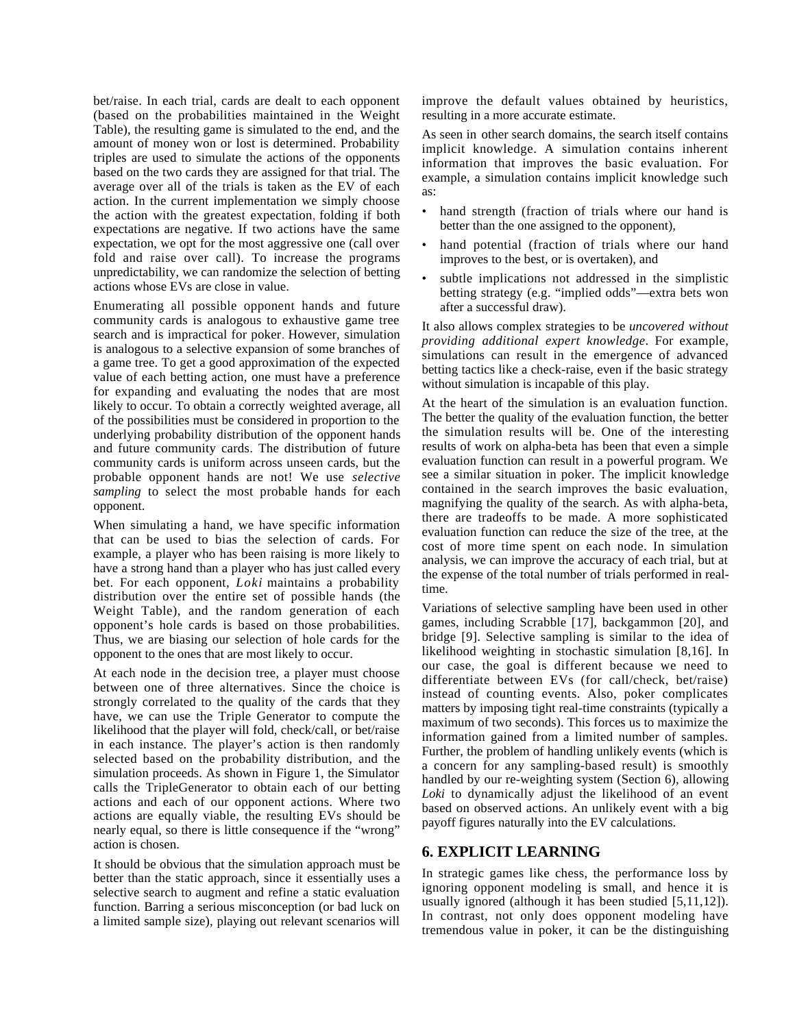bet/raise. In each trial, cards are dealt to each opponent (based on the probabilities maintained in the Weight Table), the resulting game is simulated to the end, and the amount of money won or lost is determined. Probability triples are used to simulate the actions of the opponents based on the two cards they are assigned for that trial. The average over all of the trials is taken as the EV of each action. In the current implementation we simply choose the action with the greatest expectation, folding if both expectations are negative. If two actions have the same expectation, we opt for the most aggressive one (call over fold and raise over call). To increase the programs unpredictability, we can randomize the selection of betting actions whose EVs are close in value.

Enumerating all possible opponent hands and future community cards is analogous to exhaustive game tree search and is impractical for poker. However, simulation is analogous to a selective expansion of some branches of a game tree. To get a good approximation of the expected value of each betting action, one must have a preference for expanding and evaluating the nodes that are most likely to occur. To obtain a correctly weighted average, all of the possibilities must be considered in proportion to the underlying probability distribution of the opponent hands and future community cards. The distribution of future community cards is uniform across unseen cards, but the probable opponent hands are not! We use *selective sampling* to select the most probable hands for each opponent.

When simulating a hand, we have specific information that can be used to bias the selection of cards. For example, a player who has been raising is more likely to have a strong hand than a player who has just called every bet. For each opponent, *Loki* maintains a probability distribution over the entire set of possible hands (the Weight Table), and the random generation of each opponent's hole cards is based on those probabilities. Thus, we are biasing our selection of hole cards for the opponent to the ones that are most likely to occur.

At each node in the decision tree, a player must choose between one of three alternatives. Since the choice is strongly correlated to the quality of the cards that they have, we can use the Triple Generator to compute the likelihood that the player will fold, check/call, or bet/raise in each instance. The player's action is then randomly selected based on the probability distribution, and the simulation proceeds. As shown in Figure 1, the Simulator calls the TripleGenerator to obtain each of our betting actions and each of our opponent actions. Where two actions are equally viable, the resulting EVs should be nearly equal, so there is little consequence if the "wrong" action is chosen.

It should be obvious that the simulation approach must be better than the static approach, since it essentially uses a selective search to augment and refine a static evaluation function. Barring a serious misconception (or bad luck on a limited sample size), playing out relevant scenarios will improve the default values obtained by heuristics, resulting in a more accurate estimate.

As seen in other search domains, the search itself contains implicit knowledge. A simulation contains inherent information that improves the basic evaluation. For example, a simulation contains implicit knowledge such as:

- hand strength (fraction of trials where our hand is better than the one assigned to the opponent),
- hand potential (fraction of trials where our hand improves to the best, or is overtaken), and
- subtle implications not addressed in the simplistic betting strategy (e.g. "implied odds"—extra bets won after a successful draw).

It also allows complex strategies to be *uncovered without providing additional expert knowledge*. For example, simulations can result in the emergence of advanced betting tactics like a check-raise, even if the basic strategy without simulation is incapable of this play.

At the heart of the simulation is an evaluation function. The better the quality of the evaluation function, the better the simulation results will be. One of the interesting results of work on alpha-beta has been that even a simple evaluation function can result in a powerful program. We see a similar situation in poker. The implicit knowledge contained in the search improves the basic evaluation, magnifying the quality of the search. As with alpha-beta, there are tradeoffs to be made. A more sophisticated evaluation function can reduce the size of the tree, at the cost of more time spent on each node. In simulation analysis, we can improve the accuracy of each trial, but at the expense of the total number of trials performed in real-time.

Variations of selective sampling have been used in other games, including Scrabble [17], backgammon [20], and bridge [9]. Selective sampling is similar to the idea of likelihood weighting in stochastic simulation [8,16]. In our case, the goal is different because we need to differentiate between EVs (for call/check, bet/raise) instead of counting events. Also, poker complicates matters by imposing tight real-time constraints (typically a maximum of two seconds). This forces us to maximize the information gained from a limited number of samples. Further, the problem of handling unlikely events (which is a concern for any sampling-based result) is smoothly handled by our re-weighting system (Section 6), allowing *Loki* to dynamically adjust the likelihood of an event based on observed actions. An unlikely event with a big payoff figures naturally into the EV calculations.

## 6. EXPLICIT LEARNING

In strategic games like chess, the performance loss by ignoring opponent modeling is small, and hence it is usually ignored (although it has been studied [5,11,12]). In contrast, not only does opponent modeling have tremendous value in poker, it can be the distinguishing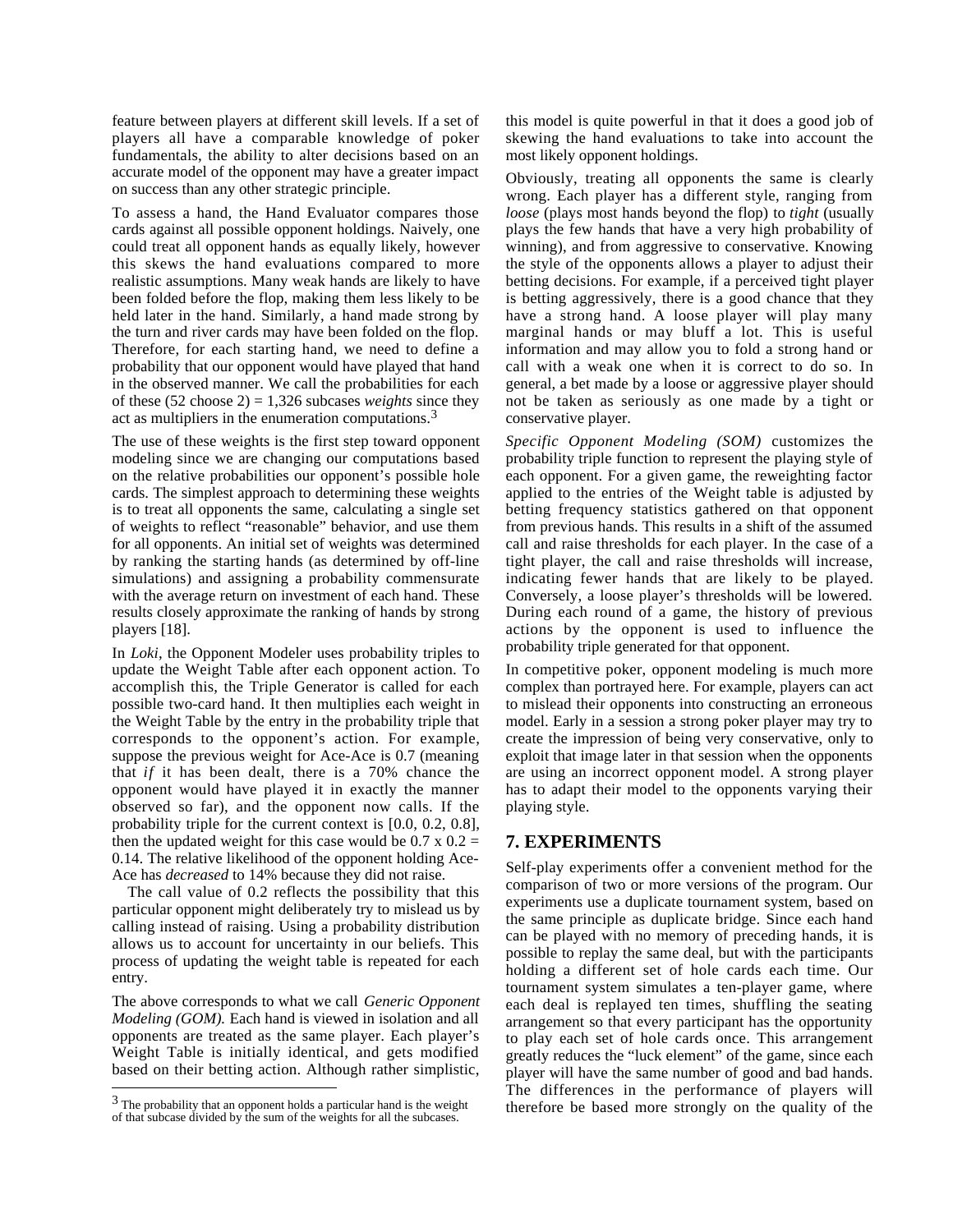feature between players at different skill levels. If a set of players all have a comparable knowledge of poker fundamentals, the ability to alter decisions based on an accurate model of the opponent may have a greater impact on success than any other strategic principle.

To assess a hand, the Hand Evaluator compares those cards against all possible opponent holdings. Naively, one could treat all opponent hands as equally likely, however this skews the hand evaluations compared to more realistic assumptions. Many weak hands are likely to have been folded before the flop, making them less likely to be held later in the hand. Similarly, a hand made strong by the turn and river cards may have been folded on the flop. Therefore, for each starting hand, we need to define a probability that our opponent would have played that hand in the observed manner. We call the probabilities for each of these (52 choose 2) = 1,326 subcases *weights* since they act as multipliers in the enumeration computations.[3]

The use of these weights is the first step toward opponent modeling since we are changing our computations based on the relative probabilities our opponent's possible hole cards. The simplest approach to determining these weights is to treat all opponents the same, calculating a single set of weights to reflect "reasonable" behavior, and use them for all opponents. An initial set of weights was determined by ranking the starting hands (as determined by off-line simulations) and assigning a probability commensurate with the average return on investment of each hand. These results closely approximate the ranking of hands by strong players [18].

In *Loki*, the Opponent Modeler uses probability triples to update the Weight Table after each opponent action. To accomplish this, the Triple Generator is called for each possible two-card hand. It then multiplies each weight in the Weight Table by the entry in the probability triple that corresponds to the opponent's action. For example, suppose the previous weight for Ace-Ace is 0.7 (meaning that *if* it has been dealt, there is a 70% chance the opponent would have played it in exactly the manner observed so far), and the opponent now calls. If the probability triple for the current context is [0.0, 0.2, 0.8], then the updated weight for this case would be 0.7 x 0.2 = 0.14. The relative likelihood of the opponent holding Ace-Ace has *decreased* to 14% because they did not raise.

The call value of 0.2 reflects the possibility that this particular opponent might deliberately try to mislead us by calling instead of raising. Using a probability distribution allows us to account for uncertainty in our beliefs. This process of updating the weight table is repeated for each entry.

The above corresponds to what we call *Generic Opponent Modeling (GOM).* Each hand is viewed in isolation and all opponents are treated as the same player. Each player's Weight Table is initially identical, and gets modified based on their betting action. Although rather simplistic, this model is quite powerful in that it does a good job of skewing the hand evaluations to take into account the most likely opponent holdings.

Obviously, treating all opponents the same is clearly wrong. Each player has a different style, ranging from *loose* (plays most hands beyond the flop) to *tight* (usually plays the few hands that have a very high probability of winning), and from aggressive to conservative. Knowing the style of the opponents allows a player to adjust their betting decisions. For example, if a perceived tight player is betting aggressively, there is a good chance that they have a strong hand. A loose player will play many marginal hands or may bluff a lot. This is useful information and may allow you to fold a strong hand or call with a weak one when it is correct to do so. In general, a bet made by a loose or aggressive player should not be taken as seriously as one made by a tight or conservative player.

*Specific Opponent Modeling (SOM)* customizes the probability triple function to represent the playing style of each opponent. For a given game, the reweighting factor applied to the entries of the Weight table is adjusted by betting frequency statistics gathered on that opponent from previous hands. This results in a shift of the assumed call and raise thresholds for each player. In the case of a tight player, the call and raise thresholds will increase, indicating fewer hands that are likely to be played. Conversely, a loose player's thresholds will be lowered. During each round of a game, the history of previous actions by the opponent is used to influence the probability triple generated for that opponent.

In competitive poker, opponent modeling is much more complex than portrayed here. For example, players can act to mislead their opponents into constructing an erroneous model. Early in a session a strong poker player may try to create the impression of being very conservative, only to exploit that image later in that session when the opponents are using an incorrect opponent model. A strong player has to adapt their model to the opponents varying their playing style.

## 7. EXPERIMENTS

Self-play experiments offer a convenient method for the comparison of two or more versions of the program. Our experiments use a duplicate tournament system, based on the same principle as duplicate bridge. Since each hand can be played with no memory of preceding hands, it is possible to replay the same deal, but with the participants holding a different set of hole cards each time. Our tournament system simulates a ten-player game, where each deal is replayed ten times, shuffling the seating arrangement so that every participant has the opportunity to play each set of hole cards once. This arrangement greatly reduces the "luck element" of the game, since each player will have the same number of good and bad hands. The differences in the performance of players will therefore be based more strongly on the quality of the

[3] The probability that an opponent holds a particular hand is the weight of that subcase divided by the sum of the weights for all the subcases.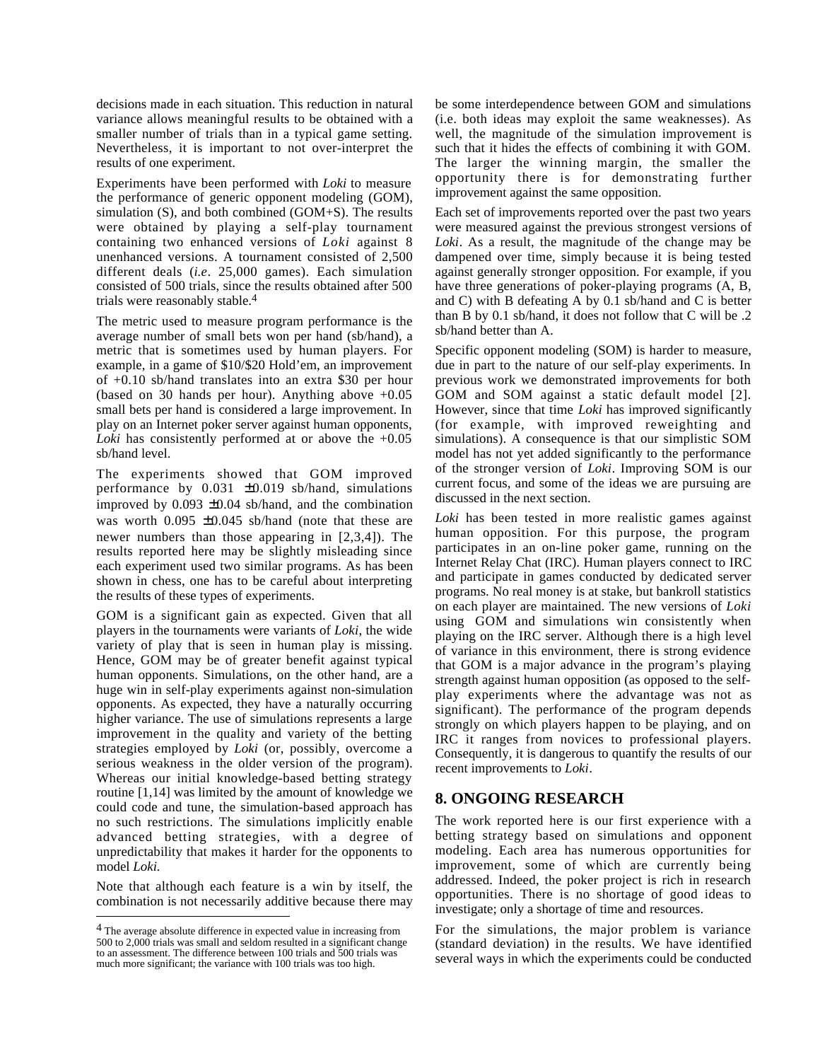decisions made in each situation. This reduction in natural variance allows meaningful results to be obtained with a smaller number of trials than in a typical game setting. Nevertheless, it is important to not over-interpret the results of one experiment.

Experiments have been performed with *Loki* to measure the performance of generic opponent modeling (GOM), simulation (S), and both combined (GOM+S). The results were obtained by playing a self-play tournament containing two enhanced versions of *Loki* against 8 unenhanced versions. A tournament consisted of 2,500 different deals (*i.e.* 25,000 games). Each simulation consisted of 500 trials, since the results obtained after 500 trials were reasonably stable.[4]

The metric used to measure program performance is the average number of small bets won per hand (sb/hand), a metric that is sometimes used by human players. For example, in a game of \$10/\$20 Hold'em, an improvement of +0.10 sb/hand translates into an extra \$30 per hour (based on 30 hands per hour). Anything above +0.05 small bets per hand is considered a large improvement. In play on an Internet poker server against human opponents, *Loki* has consistently performed at or above the +0.05 sb/hand level.

The experiments showed that GOM improved performance by $0.031 \pm 0.019$ sb/hand, simulations improved by $0.093 \pm 0.04$ sb/hand, and the combination was worth $0.095 \pm 0.045$ sb/hand (note that these are newer numbers than those appearing in [2,3,4]). The results reported here may be slightly misleading since each experiment used two similar programs. As has been shown in chess, one has to be careful about interpreting the results of these types of experiments.

GOM is a significant gain as expected. Given that all players in the tournaments were variants of *Loki*, the wide variety of play that is seen in human play is missing. Hence, GOM may be of greater benefit against typical human opponents. Simulations, on the other hand, are a huge win in self-play experiments against non-simulation opponents. As expected, they have a naturally occurring higher variance. The use of simulations represents a large improvement in the quality and variety of the betting strategies employed by *Loki* (or, possibly, overcome a serious weakness in the older version of the program). Whereas our initial knowledge-based betting strategy routine [1,14] was limited by the amount of knowledge we could code and tune, the simulation-based approach has no such restrictions. The simulations implicitly enable advanced betting strategies, with a degree of unpredictability that makes it harder for the opponents to model *Loki.*

Note that although each feature is a win by itself, the combination is not necessarily additive because there may be some interdependence between GOM and simulations (i.e. both ideas may exploit the same weaknesses). As well, the magnitude of the simulation improvement is such that it hides the effects of combining it with GOM. The larger the winning margin, the smaller the opportunity there is for demonstrating further improvement against the same opposition.

Each set of improvements reported over the past two years were measured against the previous strongest versions of *Loki*. As a result, the magnitude of the change may be dampened over time, simply because it is being tested against generally stronger opposition. For example, if you have three generations of poker-playing programs (A, B, and C) with B defeating A by 0.1 sb/hand and C is better than B by 0.1 sb/hand, it does not follow that C will be .2 sb/hand better than A.

Specific opponent modeling (SOM) is harder to measure, due in part to the nature of our self-play experiments. In previous work we demonstrated improvements for both GOM and SOM against a static default model [2]. However, since that time *Loki* has improved significantly (for example, with improved reweighting and simulations). A consequence is that our simplistic SOM model has not yet added significantly to the performance of the stronger version of *Loki*. Improving SOM is our current focus, and some of the ideas we are pursuing are discussed in the next section.

*Loki* has been tested in more realistic games against human opposition. For this purpose, the program participates in an on-line poker game, running on the Internet Relay Chat (IRC). Human players connect to IRC and participate in games conducted by dedicated server programs. No real money is at stake, but bankroll statistics on each player are maintained. The new versions of *Loki* using GOM and simulations win consistently when playing on the IRC server. Although there is a high level of variance in this environment, there is strong evidence that GOM is a major advance in the program's playing strength against human opposition (as opposed to the self-play experiments where the advantage was not as significant). The performance of the program depends strongly on which players happen to be playing, and on IRC it ranges from novices to professional players. Consequently, it is dangerous to quantify the results of our recent improvements to *Loki*.

## 8. ONGOING RESEARCH

The work reported here is our first experience with a betting strategy based on simulations and opponent modeling. Each area has numerous opportunities for improvement, some of which are currently being addressed. Indeed, the poker project is rich in research opportunities. There is no shortage of good ideas to investigate; only a shortage of time and resources.

For the simulations, the major problem is variance (standard deviation) in the results. We have identified several ways in which the experiments could be conducted

---

[4] The average absolute difference in expected value in increasing from 500 to 2,000 trials was small and seldom resulted in a significant change to an assessment. The difference between 100 trials and 500 trials was much more significant; the variance with 100 trials was too high.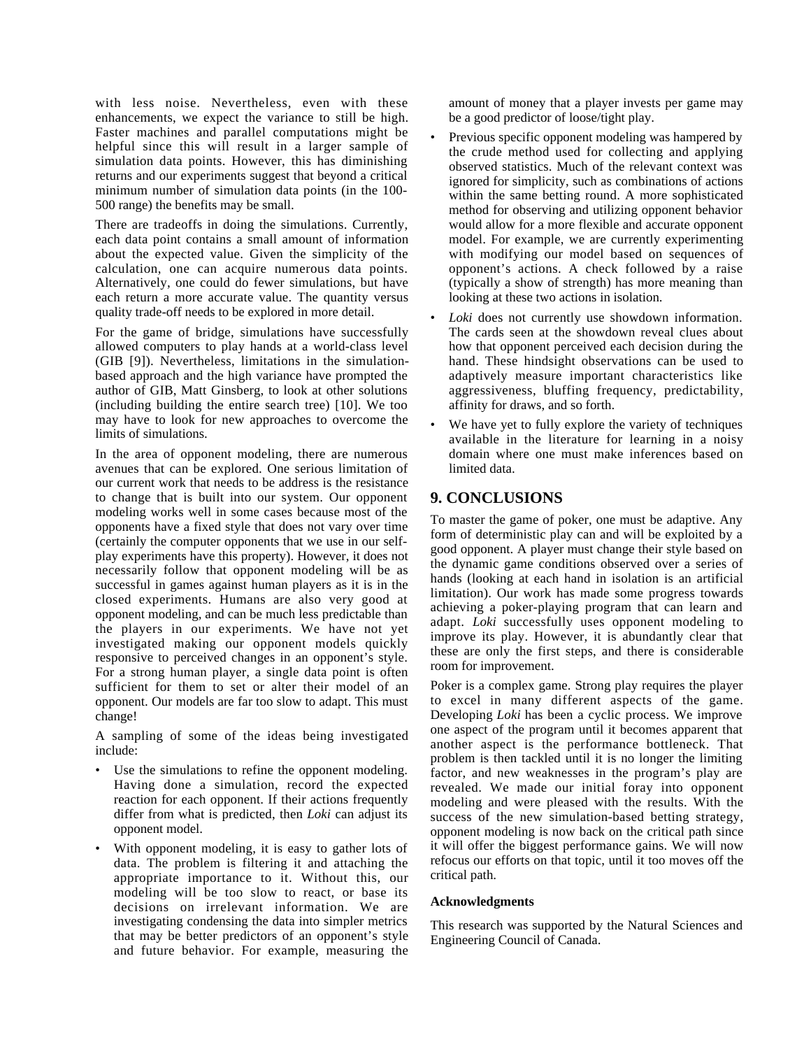with less noise. Nevertheless, even with these enhancements, we expect the variance to still be high. Faster machines and parallel computations might be helpful since this will result in a larger sample of simulation data points. However, this has diminishing returns and our experiments suggest that beyond a critical minimum number of simulation data points (in the 100-500 range) the benefits may be small.

There are tradeoffs in doing the simulations. Currently, each data point contains a small amount of information about the expected value. Given the simplicity of the calculation, one can acquire numerous data points. Alternatively, one could do fewer simulations, but have each return a more accurate value. The quantity versus quality trade-off needs to be explored in more detail.

For the game of bridge, simulations have successfully allowed computers to play hands at a world-class level (GIB [9]). Nevertheless, limitations in the simulation-based approach and the high variance have prompted the author of GIB, Matt Ginsberg, to look at other solutions (including building the entire search tree) [10]. We too may have to look for new approaches to overcome the limits of simulations.

In the area of opponent modeling, there are numerous avenues that can be explored. One serious limitation of our current work that needs to be address is the resistance to change that is built into our system. Our opponent modeling works well in some cases because most of the opponents have a fixed style that does not vary over time (certainly the computer opponents that we use in our self-play experiments have this property). However, it does not necessarily follow that opponent modeling will be as successful in games against human players as it is in the closed experiments. Humans are also very good at opponent modeling, and can be much less predictable than the players in our experiments. We have not yet investigated making our opponent models quickly responsive to perceived changes in an opponent's style. For a strong human player, a single data point is often sufficient for them to set or alter their model of an opponent. Our models are far too slow to adapt. This must change!

A sampling of some of the ideas being investigated include:

- Use the simulations to refine the opponent modeling. Having done a simulation, record the expected reaction for each opponent. If their actions frequently differ from what is predicted, then *Loki* can adjust its opponent model.
- With opponent modeling, it is easy to gather lots of data. The problem is filtering it and attaching the appropriate importance to it. Without this, our modeling will be too slow to react, or base its decisions on irrelevant information. We are investigating condensing the data into simpler metrics that may be better predictors of an opponent's style and future behavior. For example, measuring the amount of money that a player invests per game may be a good predictor of loose/tight play.
- Previous specific opponent modeling was hampered by the crude method used for collecting and applying observed statistics. Much of the relevant context was ignored for simplicity, such as combinations of actions within the same betting round. A more sophisticated method for observing and utilizing opponent behavior would allow for a more flexible and accurate opponent model. For example, we are currently experimenting with modifying our model based on sequences of opponent's actions. A check followed by a raise (typically a show of strength) has more meaning than looking at these two actions in isolation.
- *Loki* does not currently use showdown information. The cards seen at the showdown reveal clues about how that opponent perceived each decision during the hand. These hindsight observations can be used to adaptively measure important characteristics like aggressiveness, bluffing frequency, predictability, affinity for draws, and so forth.
- We have yet to fully explore the variety of techniques available in the literature for learning in a noisy domain where one must make inferences based on limited data.

## 9. CONCLUSIONS

To master the game of poker, one must be adaptive. Any form of deterministic play can and will be exploited by a good opponent. A player must change their style based on the dynamic game conditions observed over a series of hands (looking at each hand in isolation is an artificial limitation). Our work has made some progress towards achieving a poker-playing program that can learn and adapt. *Loki* successfully uses opponent modeling to improve its play. However, it is abundantly clear that these are only the first steps, and there is considerable room for improvement.

Poker is a complex game. Strong play requires the player to excel in many different aspects of the game. Developing *Loki* has been a cyclic process. We improve one aspect of the program until it becomes apparent that another aspect is the performance bottleneck. That problem is then tackled until it is no longer the limiting factor, and new weaknesses in the program's play are revealed. We made our initial foray into opponent modeling and were pleased with the results. With the success of the new simulation-based betting strategy, opponent modeling is now back on the critical path since it will offer the biggest performance gains. We will now refocus our efforts on that topic, until it too moves off the critical path.

**Acknowledgments**

This research was supported by the Natural Sciences and Engineering Council of Canada.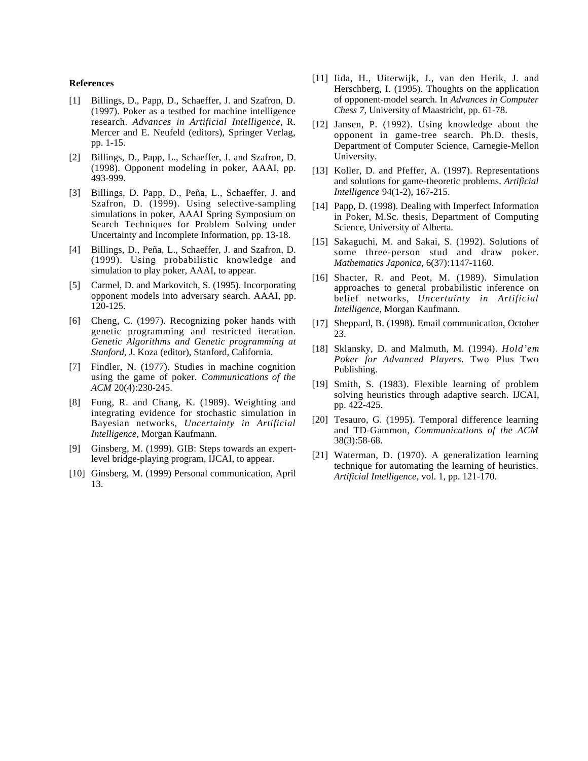**References**

[1] Billings, D., Papp, D., Schaeffer, J. and Szafron, D. (1997). Poker as a testbed for machine intelligence research. *Advances in Artificial Intelligence*, R. Mercer and E. Neufeld (editors), Springer Verlag, pp. 1-15.

[2] Billings, D., Papp, L., Schaeffer, J. and Szafron, D. (1998). Opponent modeling in poker, AAAI, pp. 493-999.

[3] Billings, D. Papp, D., Peña, L., Schaeffer, J. and Szafron, D. (1999). Using selective-sampling simulations in poker, AAAI Spring Symposium on Search Techniques for Problem Solving under Uncertainty and Incomplete Information, pp. 13-18.

[4] Billings, D., Peña, L., Schaeffer, J. and Szafron, D. (1999). Using probabilistic knowledge and simulation to play poker, AAAI, to appear.

[5] Carmel, D. and Markovitch, S. (1995). Incorporating opponent models into adversary search. AAAI, pp. 120-125.

[6] Cheng, C. (1997). Recognizing poker hands with genetic programming and restricted iteration. *Genetic Algorithms and Genetic programming at Stanford*, J. Koza (editor), Stanford, California.

[7] Findler, N. (1977). Studies in machine cognition using the game of poker. *Communications of the ACM* 20(4):230-245.

[8] Fung, R. and Chang, K. (1989). Weighting and integrating evidence for stochastic simulation in Bayesian networks, *Uncertainty in Artificial Intelligence*, Morgan Kaufmann.

[9] Ginsberg, M. (1999). GIB: Steps towards an expert-level bridge-playing program, IJCAI, to appear.

[10] Ginsberg, M. (1999) Personal communication, April 13.

[11] Iida, H., Uiterwijk, J., van den Herik, J. and Herschberg, I. (1995). Thoughts on the application of opponent-model search. In *Advances in Computer Chess 7*, University of Maastricht, pp. 61-78.

[12] Jansen, P. (1992). Using knowledge about the opponent in game-tree search. Ph.D. thesis, Department of Computer Science, Carnegie-Mellon University.

[13] Koller, D. and Pfeffer, A. (1997). Representations and solutions for game-theoretic problems. *Artificial Intelligence* 94(1-2), 167-215.

[14] Papp, D. (1998). Dealing with Imperfect Information in Poker, M.Sc. thesis, Department of Computing Science, University of Alberta.

[15] Sakaguchi, M. and Sakai, S. (1992). Solutions of some three-person stud and draw poker. *Mathematics Japonica*, 6(37):1147-1160.

[16] Shacter, R. and Peot, M. (1989). Simulation approaches to general probabilistic inference on belief networks, *Uncertainty in Artificial Intelligence*, Morgan Kaufmann.

[17] Sheppard, B. (1998). Email communication, October 23.

[18] Sklansky, D. and Malmuth, M. (1994). *Hold'em Poker for Advanced Players*. Two Plus Two Publishing.

[19] Smith, S. (1983). Flexible learning of problem solving heuristics through adaptive search. IJCAI, pp. 422-425.

[20] Tesauro, G. (1995). Temporal difference learning and TD-Gammon, *Communications of the ACM* 38(3):58-68.

[21] Waterman, D. (1970). A generalization learning technique for automating the learning of heuristics. *Artificial Intelligence*, vol. 1, pp. 121-170.